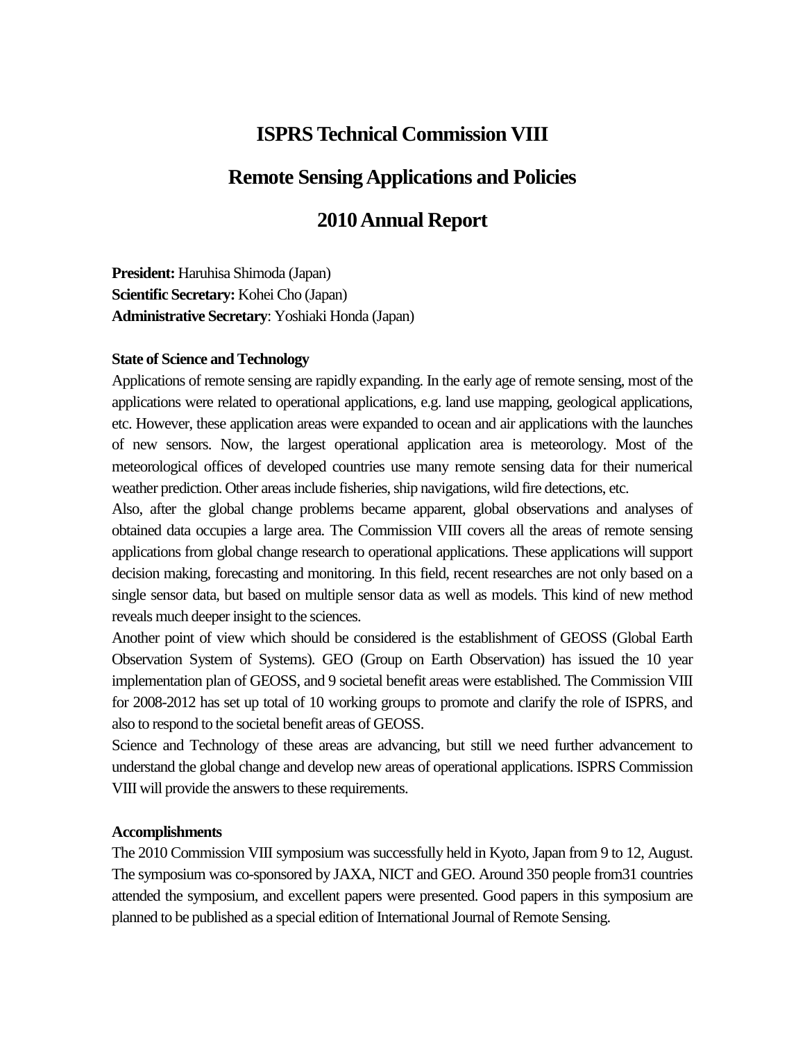# ISPRS Technical Commission VIII

# Remote Sensing Applications and Policies

# 2010 Annual Report

**President:** Haruhisa Shimoda (Japan)
**Scientific Secretary:** Kohei Cho (Japan)
**Administrative Secretary**: Yoshiaki Honda (Japan)

### State of Science and Technology

Applications of remote sensing are rapidly expanding. In the early age of remote sensing, most of the applications were related to operational applications, e.g. land use mapping, geological applications, etc. However, these application areas were expanded to ocean and air applications with the launches of new sensors. Now, the largest operational application area is meteorology. Most of the meteorological offices of developed countries use many remote sensing data for their numerical weather prediction. Other areas include fisheries, ship navigations, wild fire detections, etc.

Also, after the global change problems became apparent, global observations and analyses of obtained data occupies a large area. The Commission VIII covers all the areas of remote sensing applications from global change research to operational applications. These applications will support decision making, forecasting and monitoring. In this field, recent researches are not only based on a single sensor data, but based on multiple sensor data as well as models. This kind of new method reveals much deeper insight to the sciences.

Another point of view which should be considered is the establishment of GEOSS (Global Earth Observation System of Systems). GEO (Group on Earth Observation) has issued the 10 year implementation plan of GEOSS, and 9 societal benefit areas were established. The Commission VIII for 2008-2012 has set up total of 10 working groups to promote and clarify the role of ISPRS, and also to respond to the societal benefit areas of GEOSS.

Science and Technology of these areas are advancing, but still we need further advancement to understand the global change and develop new areas of operational applications. ISPRS Commission VIII will provide the answers to these requirements.

### Accomplishments

The 2010 Commission VIII symposium was successfully held in Kyoto, Japan from 9 to 12, August. The symposium was co-sponsored by JAXA, NICT and GEO. Around 350 people from31 countries attended the symposium, and excellent papers were presented. Good papers in this symposium are planned to be published as a special edition of International Journal of Remote Sensing.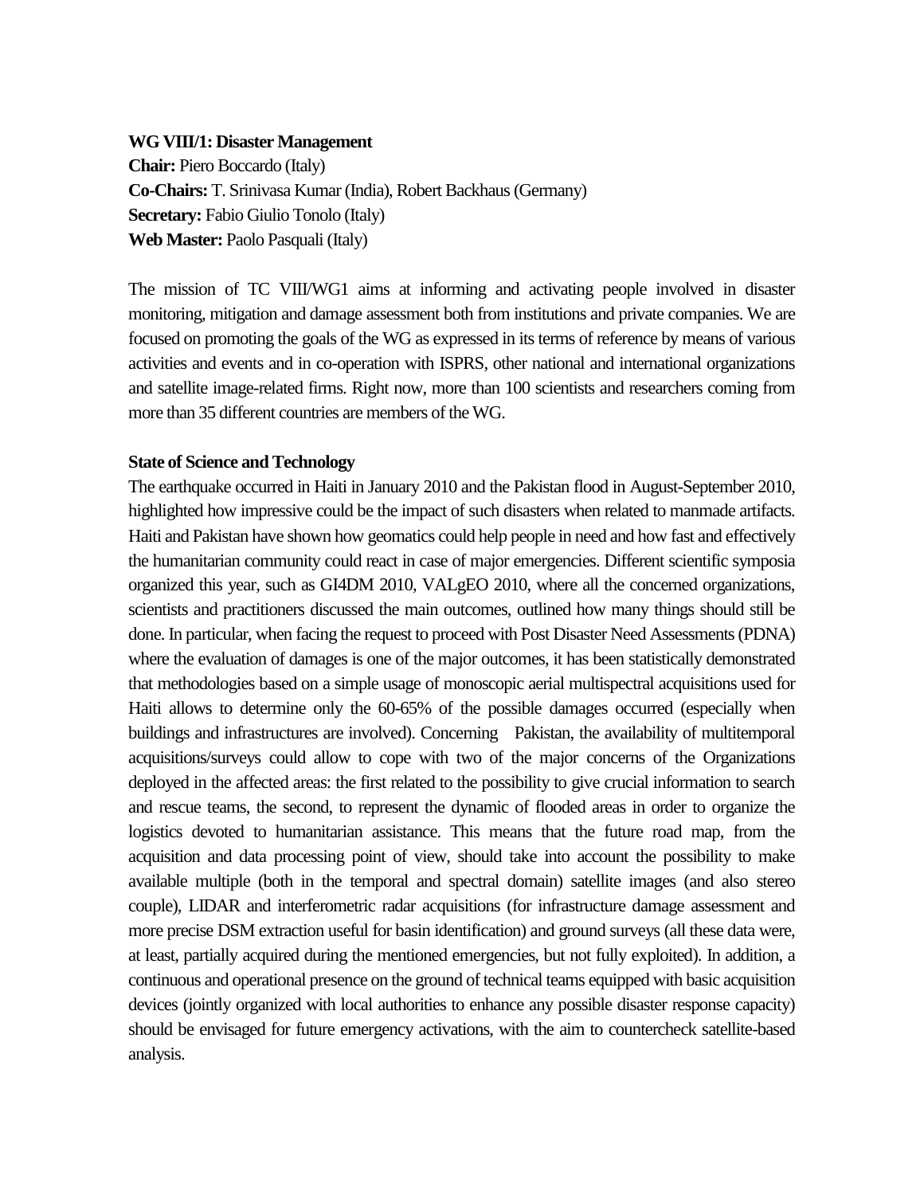**WG VIII/1: Disaster Management**
**Chair:** Piero Boccardo (Italy)
**Co-Chairs:** T. Srinivasa Kumar (India), Robert Backhaus (Germany)
**Secretary:** Fabio Giulio Tonolo (Italy)
**Web Master:** Paolo Pasquali (Italy)

The mission of TC VIII/WG1 aims at informing and activating people involved in disaster monitoring, mitigation and damage assessment both from institutions and private companies. We are focused on promoting the goals of the WG as expressed in its terms of reference by means of various activities and events and in co-operation with ISPRS, other national and international organizations and satellite image-related firms. Right now, more than 100 scientists and researchers coming from more than 35 different countries are members of the WG.

**State of Science and Technology**

The earthquake occurred in Haiti in January 2010 and the Pakistan flood in August-September 2010, highlighted how impressive could be the impact of such disasters when related to manmade artifacts. Haiti and Pakistan have shown how geomatics could help people in need and how fast and effectively the humanitarian community could react in case of major emergencies. Different scientific symposia organized this year, such as GI4DM 2010, VALgEO 2010, where all the concerned organizations, scientists and practitioners discussed the main outcomes, outlined how many things should still be done. In particular, when facing the request to proceed with Post Disaster Need Assessments (PDNA) where the evaluation of damages is one of the major outcomes, it has been statistically demonstrated that methodologies based on a simple usage of monoscopic aerial multispectral acquisitions used for Haiti allows to determine only the 60-65% of the possible damages occurred (especially when buildings and infrastructures are involved). Concerning Pakistan, the availability of multitemporal acquisitions/surveys could allow to cope with two of the major concerns of the Organizations deployed in the affected areas: the first related to the possibility to give crucial information to search and rescue teams, the second, to represent the dynamic of flooded areas in order to organize the logistics devoted to humanitarian assistance. This means that the future road map, from the acquisition and data processing point of view, should take into account the possibility to make available multiple (both in the temporal and spectral domain) satellite images (and also stereo couple), LIDAR and interferometric radar acquisitions (for infrastructure damage assessment and more precise DSM extraction useful for basin identification) and ground surveys (all these data were, at least, partially acquired during the mentioned emergencies, but not fully exploited). In addition, a continuous and operational presence on the ground of technical teams equipped with basic acquisition devices (jointly organized with local authorities to enhance any possible disaster response capacity) should be envisaged for future emergency activations, with the aim to countercheck satellite-based analysis.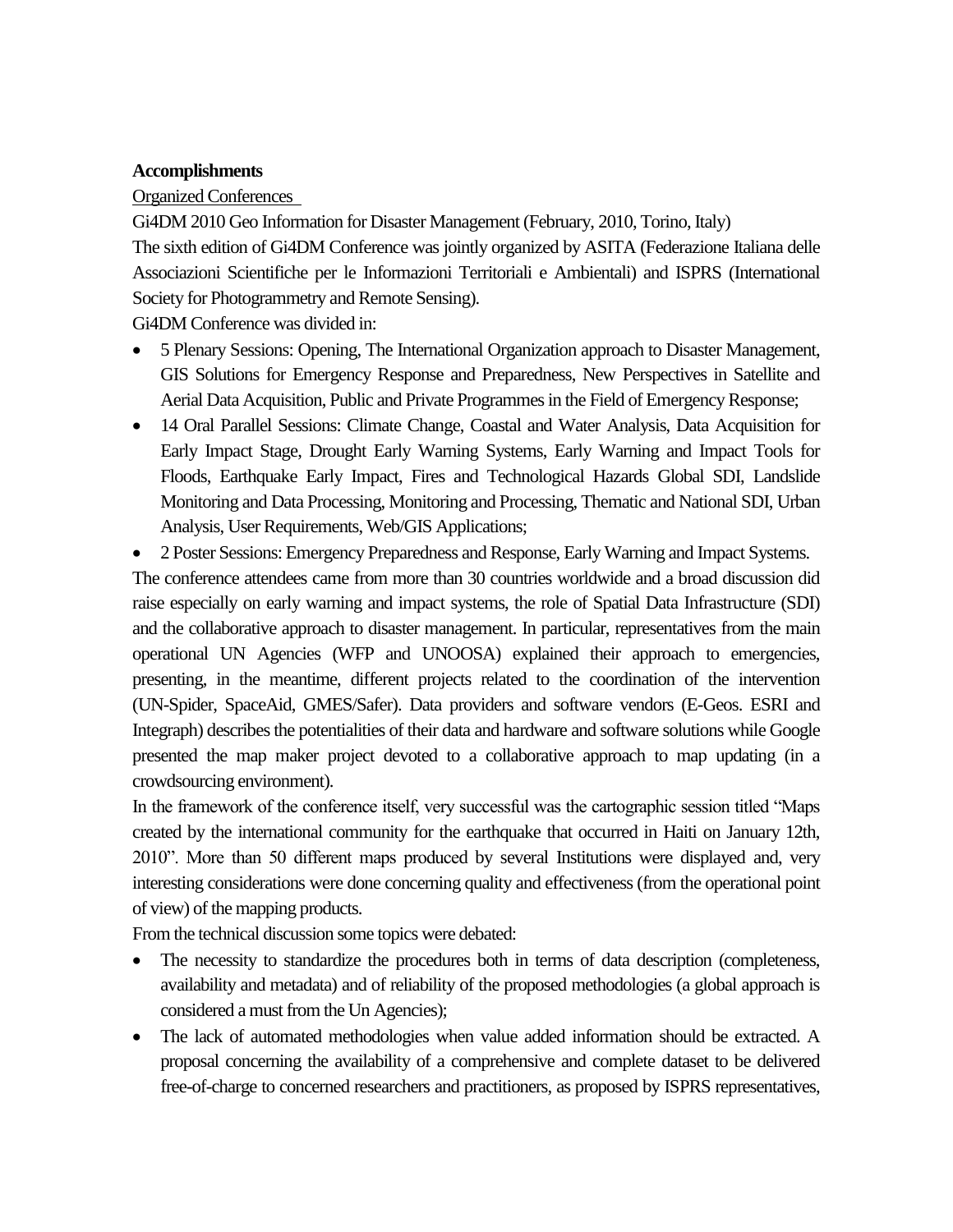**Accomplishments**

Organized Conferences

Gi4DM 2010 Geo Information for Disaster Management (February, 2010, Torino, Italy)

The sixth edition of Gi4DM Conference was jointly organized by ASITA (Federazione Italiana delle Associazioni Scientifiche per le Informazioni Territoriali e Ambientali) and ISPRS (International Society for Photogrammetry and Remote Sensing).

Gi4DM Conference was divided in:

- 5 Plenary Sessions: Opening, The International Organization approach to Disaster Management, GIS Solutions for Emergency Response and Preparedness, New Perspectives in Satellite and Aerial Data Acquisition, Public and Private Programmes in the Field of Emergency Response;
- 14 Oral Parallel Sessions: Climate Change, Coastal and Water Analysis, Data Acquisition for Early Impact Stage, Drought Early Warning Systems, Early Warning and Impact Tools for Floods, Earthquake Early Impact, Fires and Technological Hazards Global SDI, Landslide Monitoring and Data Processing, Monitoring and Processing, Thematic and National SDI, Urban Analysis, User Requirements, Web/GIS Applications;
- 2 Poster Sessions: Emergency Preparedness and Response, Early Warning and Impact Systems.

The conference attendees came from more than 30 countries worldwide and a broad discussion did raise especially on early warning and impact systems, the role of Spatial Data Infrastructure (SDI) and the collaborative approach to disaster management. In particular, representatives from the main operational UN Agencies (WFP and UNOOSA) explained their approach to emergencies, presenting, in the meantime, different projects related to the coordination of the intervention (UN-Spider, SpaceAid, GMES/Safer). Data providers and software vendors (E-Geos. ESRI and Integraph) describes the potentialities of their data and hardware and software solutions while Google presented the map maker project devoted to a collaborative approach to map updating (in a crowdsourcing environment).

In the framework of the conference itself, very successful was the cartographic session titled "Maps created by the international community for the earthquake that occurred in Haiti on January 12th, 2010". More than 50 different maps produced by several Institutions were displayed and, very interesting considerations were done concerning quality and effectiveness (from the operational point of view) of the mapping products.

From the technical discussion some topics were debated:

- The necessity to standardize the procedures both in terms of data description (completeness, availability and metadata) and of reliability of the proposed methodologies (a global approach is considered a must from the Un Agencies);
- The lack of automated methodologies when value added information should be extracted. A proposal concerning the availability of a comprehensive and complete dataset to be delivered free-of-charge to concerned researchers and practitioners, as proposed by ISPRS representatives,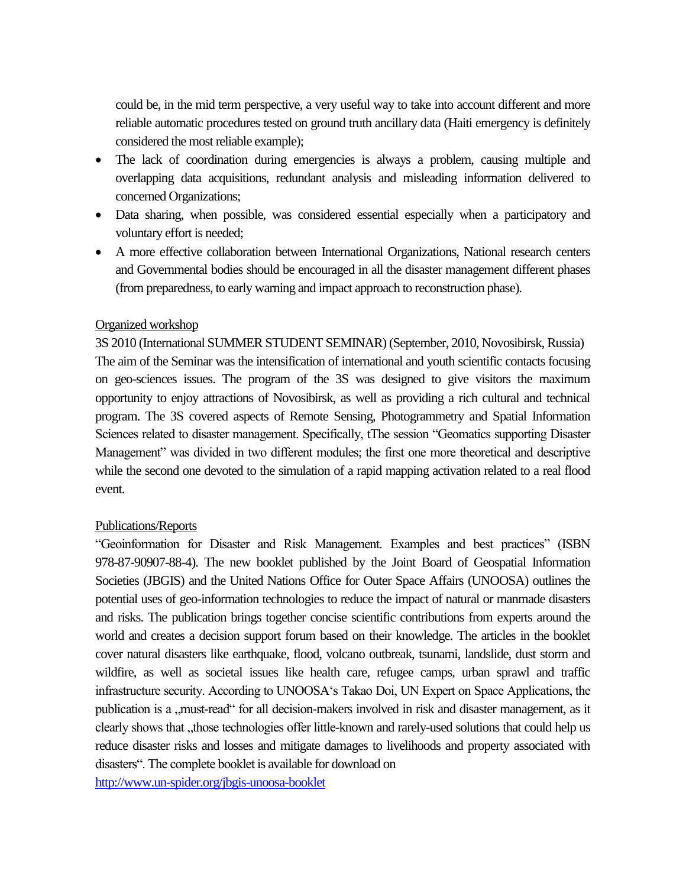could be, in the mid term perspective, a very useful way to take into account different and more reliable automatic procedures tested on ground truth ancillary data (Haiti emergency is definitely considered the most reliable example);

- The lack of coordination during emergencies is always a problem, causing multiple and overlapping data acquisitions, redundant analysis and misleading information delivered to concerned Organizations;
- Data sharing, when possible, was considered essential especially when a participatory and voluntary effort is needed;
- A more effective collaboration between International Organizations, National research centers and Governmental bodies should be encouraged in all the disaster management different phases (from preparedness, to early warning and impact approach to reconstruction phase).

<u>Organized workshop</u>

3S 2010 (International SUMMER STUDENT SEMINAR) (September, 2010, Novosibirsk, Russia)

The aim of the Seminar was the intensification of international and youth scientific contacts focusing on geo-sciences issues. The program of the 3S was designed to give visitors the maximum opportunity to enjoy attractions of Novosibirsk, as well as providing a rich cultural and technical program. The 3S covered aspects of Remote Sensing, Photogrammetry and Spatial Information Sciences related to disaster management. Specifically, tThe session "Geomatics supporting Disaster Management" was divided in two different modules; the first one more theoretical and descriptive while the second one devoted to the simulation of a rapid mapping activation related to a real flood event.

<u>Publications/Reports</u>

"Geoinformation for Disaster and Risk Management. Examples and best practices" (ISBN 978-87-90907-88-4). The new booklet published by the Joint Board of Geospatial Information Societies (JBGIS) and the United Nations Office for Outer Space Affairs (UNOOSA) outlines the potential uses of geo-information technologies to reduce the impact of natural or manmade disasters and risks. The publication brings together concise scientific contributions from experts around the world and creates a decision support forum based on their knowledge. The articles in the booklet cover natural disasters like earthquake, flood, volcano outbreak, tsunami, landslide, dust storm and wildfire, as well as societal issues like health care, refugee camps, urban sprawl and traffic infrastructure security. According to UNOOSA's Takao Doi, UN Expert on Space Applications, the publication is a „must-read" for all decision-makers involved in risk and disaster management, as it clearly shows that „those technologies offer little-known and rarely-used solutions that could help us reduce disaster risks and losses and mitigate damages to livelihoods and property associated with disasters". The complete booklet is available for download on

http://www.un-spider.org/jbgis-unoosa-booklet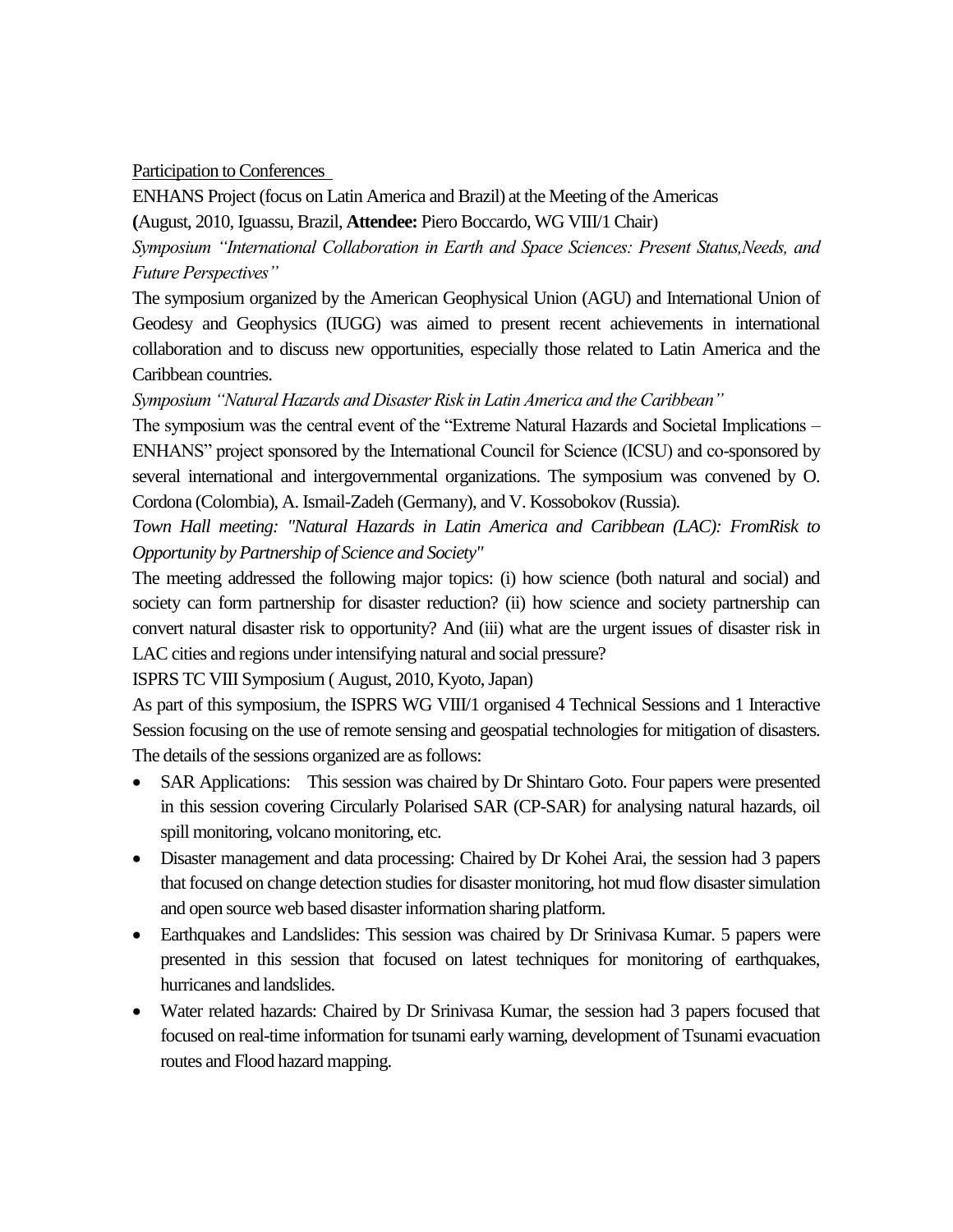Participation to Conferences

ENHANS Project (focus on Latin America and Brazil) at the Meeting of the Americas

**(**August, 2010, Iguassu, Brazil, **Attendee:** Piero Boccardo, WG VIII/1 Chair)

*Symposium "International Collaboration in Earth and Space Sciences: Present Status,Needs, and Future Perspectives"*

The symposium organized by the American Geophysical Union (AGU) and International Union of Geodesy and Geophysics (IUGG) was aimed to present recent achievements in international collaboration and to discuss new opportunities, especially those related to Latin America and the Caribbean countries.

*Symposium "Natural Hazards and Disaster Risk in Latin America and the Caribbean"*

The symposium was the central event of the "Extreme Natural Hazards and Societal Implications – ENHANS" project sponsored by the International Council for Science (ICSU) and co-sponsored by several international and intergovernmental organizations. The symposium was convened by O. Cordona (Colombia), A. Ismail-Zadeh (Germany), and V. Kossobokov (Russia).

*Town Hall meeting: "Natural Hazards in Latin America and Caribbean (LAC): FromRisk to Opportunity by Partnership of Science and Society"*

The meeting addressed the following major topics: (i) how science (both natural and social) and society can form partnership for disaster reduction? (ii) how science and society partnership can convert natural disaster risk to opportunity? And (iii) what are the urgent issues of disaster risk in LAC cities and regions under intensifying natural and social pressure?

ISPRS TC VIII Symposium ( August, 2010, Kyoto, Japan)

As part of this symposium, the ISPRS WG VIII/1 organised 4 Technical Sessions and 1 Interactive Session focusing on the use of remote sensing and geospatial technologies for mitigation of disasters. The details of the sessions organized are as follows:

- SAR Applications: This session was chaired by Dr Shintaro Goto. Four papers were presented in this session covering Circularly Polarised SAR (CP-SAR) for analysing natural hazards, oil spill monitoring, volcano monitoring, etc.
- Disaster management and data processing: Chaired by Dr Kohei Arai, the session had 3 papers that focused on change detection studies for disaster monitoring, hot mud flow disaster simulation and open source web based disaster information sharing platform.
- Earthquakes and Landslides: This session was chaired by Dr Srinivasa Kumar. 5 papers were presented in this session that focused on latest techniques for monitoring of earthquakes, hurricanes and landslides.
- Water related hazards: Chaired by Dr Srinivasa Kumar, the session had 3 papers focused that focused on real-time information for tsunami early warning, development of Tsunami evacuation routes and Flood hazard mapping.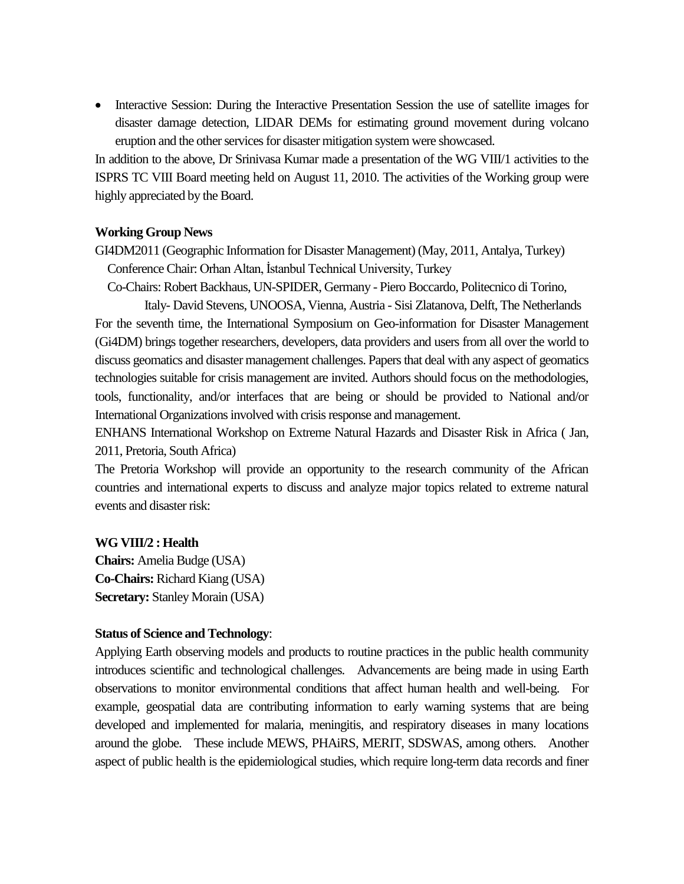- Interactive Session: During the Interactive Presentation Session the use of satellite images for disaster damage detection, LIDAR DEMs for estimating ground movement during volcano eruption and the other services for disaster mitigation system were showcased.

In addition to the above, Dr Srinivasa Kumar made a presentation of the WG VIII/1 activities to the ISPRS TC VIII Board meeting held on August 11, 2010. The activities of the Working group were highly appreciated by the Board.

**Working Group News**

GI4DM2011 (Geographic Information for Disaster Management) (May, 2011, Antalya, Turkey)

Conference Chair: Orhan Altan, İstanbul Technical University, Turkey

Co-Chairs: Robert Backhaus, UN-SPIDER, Germany - Piero Boccardo, Politecnico di Torino, Italy- David Stevens, UNOOSA, Vienna, Austria - Sisi Zlatanova, Delft, The Netherlands

For the seventh time, the International Symposium on Geo-information for Disaster Management (Gi4DM) brings together researchers, developers, data providers and users from all over the world to discuss geomatics and disaster management challenges. Papers that deal with any aspect of geomatics technologies suitable for crisis management are invited. Authors should focus on the methodologies, tools, functionality, and/or interfaces that are being or should be provided to National and/or International Organizations involved with crisis response and management.

ENHANS International Workshop on Extreme Natural Hazards and Disaster Risk in Africa ( Jan, 2011, Pretoria, South Africa)

The Pretoria Workshop will provide an opportunity to the research community of the African countries and international experts to discuss and analyze major topics related to extreme natural events and disaster risk:

**WG VIII/2 : Health**

**Chairs:** Amelia Budge (USA)

**Co-Chairs:** Richard Kiang (USA)

**Secretary:** Stanley Morain (USA)

**Status of Science and Technology**:

Applying Earth observing models and products to routine practices in the public health community introduces scientific and technological challenges. Advancements are being made in using Earth observations to monitor environmental conditions that affect human health and well-being. For example, geospatial data are contributing information to early warning systems that are being developed and implemented for malaria, meningitis, and respiratory diseases in many locations around the globe. These include MEWS, PHAiRS, MERIT, SDSWAS, among others. Another aspect of public health is the epidemiological studies, which require long-term data records and finer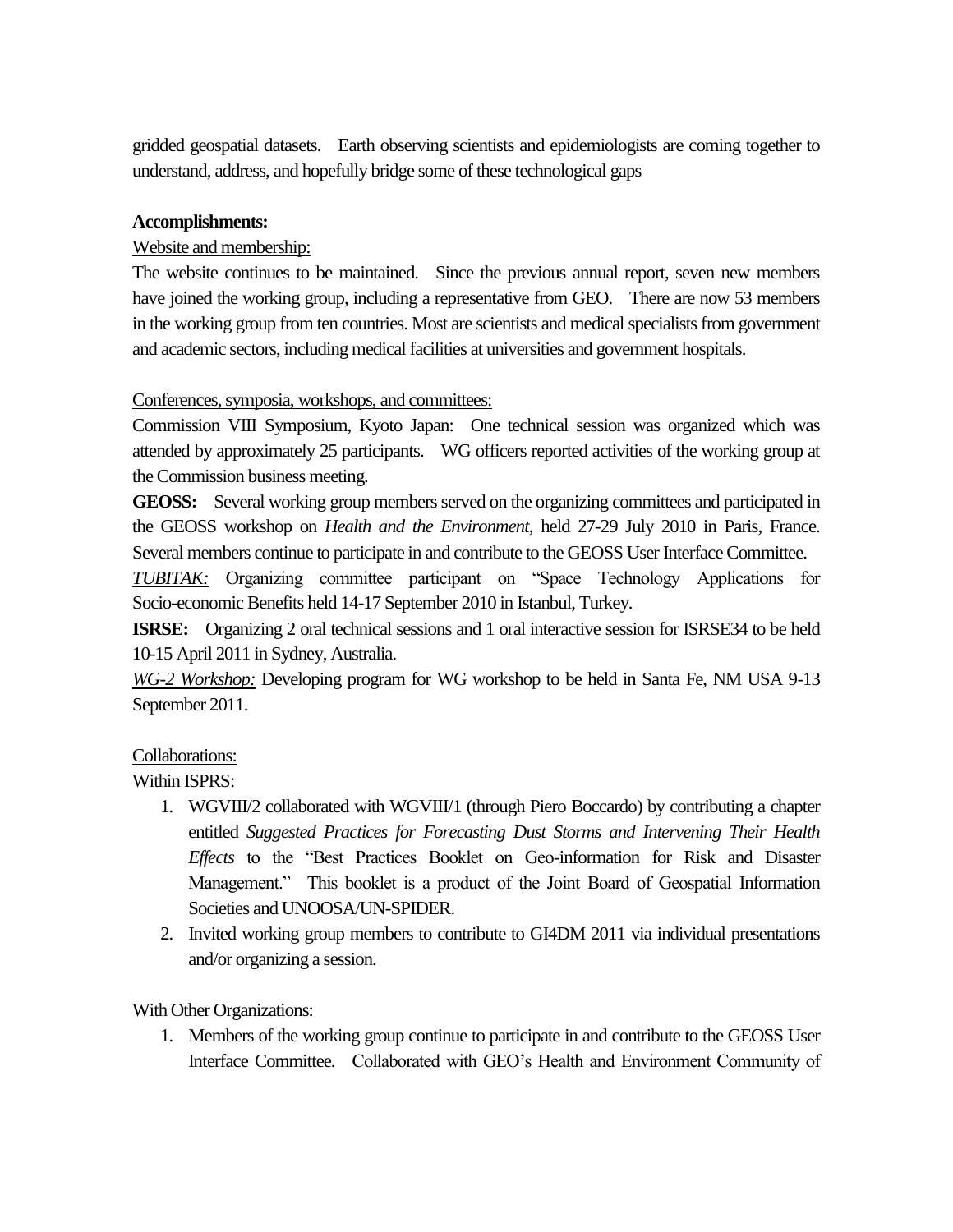gridded geospatial datasets. Earth observing scientists and epidemiologists are coming together to understand, address, and hopefully bridge some of these technological gaps

**Accomplishments:**

Website and membership:

The website continues to be maintained. Since the previous annual report, seven new members have joined the working group, including a representative from GEO. There are now 53 members in the working group from ten countries. Most are scientists and medical specialists from government and academic sectors, including medical facilities at universities and government hospitals.

Conferences, symposia, workshops, and committees:

Commission VIII Symposium, Kyoto Japan: One technical session was organized which was attended by approximately 25 participants. WG officers reported activities of the working group at the Commission business meeting.

**GEOSS:** Several working group members served on the organizing committees and participated in the GEOSS workshop on *Health and the Environment*, held 27-29 July 2010 in Paris, France. Several members continue to participate in and contribute to the GEOSS User Interface Committee.

*TUBITAK:* Organizing committee participant on "Space Technology Applications for Socio-economic Benefits held 14-17 September 2010 in Istanbul, Turkey.

**ISRSE:** Organizing 2 oral technical sessions and 1 oral interactive session for ISRSE34 to be held 10-15 April 2011 in Sydney, Australia.

*WG-2 Workshop:* Developing program for WG workshop to be held in Santa Fe, NM USA 9-13 September 2011.

Collaborations:

Within ISPRS:

1. WGVIII/2 collaborated with WGVIII/1 (through Piero Boccardo) by contributing a chapter entitled *Suggested Practices for Forecasting Dust Storms and Intervening Their Health Effects* to the "Best Practices Booklet on Geo-information for Risk and Disaster Management." This booklet is a product of the Joint Board of Geospatial Information Societies and UNOOSA/UN-SPIDER.
2. Invited working group members to contribute to GI4DM 2011 via individual presentations and/or organizing a session.

With Other Organizations:

1. Members of the working group continue to participate in and contribute to the GEOSS User Interface Committee. Collaborated with GEO's Health and Environment Community of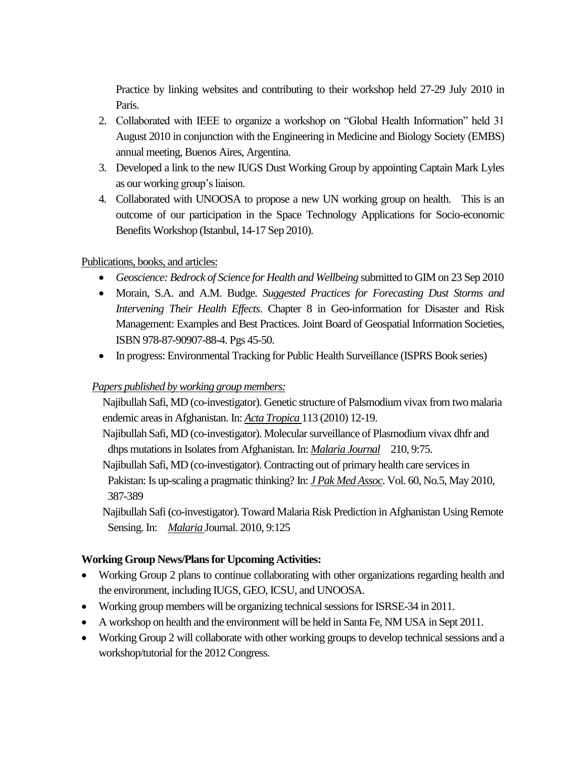Practice by linking websites and contributing to their workshop held 27-29 July 2010 in Paris.

2. Collaborated with IEEE to organize a workshop on "Global Health Information" held 31 August 2010 in conjunction with the Engineering in Medicine and Biology Society (EMBS) annual meeting, Buenos Aires, Argentina.
3. Developed a link to the new IUGS Dust Working Group by appointing Captain Mark Lyles as our working group's liaison.
4. Collaborated with UNOOSA to propose a new UN working group on health. This is an outcome of our participation in the Space Technology Applications for Socio-economic Benefits Workshop (Istanbul, 14-17 Sep 2010).

Publications, books, and articles:

- *Geoscience: Bedrock of Science for Health and Wellbeing* submitted to GIM on 23 Sep 2010
- Morain, S.A. and A.M. Budge. *Suggested Practices for Forecasting Dust Storms and Intervening Their Health Effects*. Chapter 8 in Geo-information for Disaster and Risk Management: Examples and Best Practices. Joint Board of Geospatial Information Societies, ISBN 978-87-90907-88-4. Pgs 45-50.
- In progress: Environmental Tracking for Public Health Surveillance (ISPRS Book series)

*Papers published by working group members:*

Najibullah Safi, MD (co-investigator). Genetic structure of Palsmodium vivax from two malaria endemic areas in Afghanistan. In: *Acta Tropica* 113 (2010) 12-19.

Najibullah Safi, MD (co-investigator). Molecular surveillance of Plasmodium vivax dhfr and dhps mutations in Isolates from Afghanistan. In: *Malaria Journal* 210, 9:75.

Najibullah Safi, MD (co-investigator). Contracting out of primary health care services in Pakistan: Is up-scaling a pragmatic thinking? In: *J Pak Med Assoc*. Vol. 60, No.5, May 2010, 387-389

Najibullah Safi (co-investigator). Toward Malaria Risk Prediction in Afghanistan Using Remote Sensing. In: *Malaria* Journal. 2010, 9:125

**Working Group News/Plans for Upcoming Activities:**

- Working Group 2 plans to continue collaborating with other organizations regarding health and the environment, including IUGS, GEO, ICSU, and UNOOSA.
- Working group members will be organizing technical sessions for ISRSE-34 in 2011.
- A workshop on health and the environment will be held in Santa Fe, NM USA in Sept 2011.
- Working Group 2 will collaborate with other working groups to develop technical sessions and a workshop/tutorial for the 2012 Congress.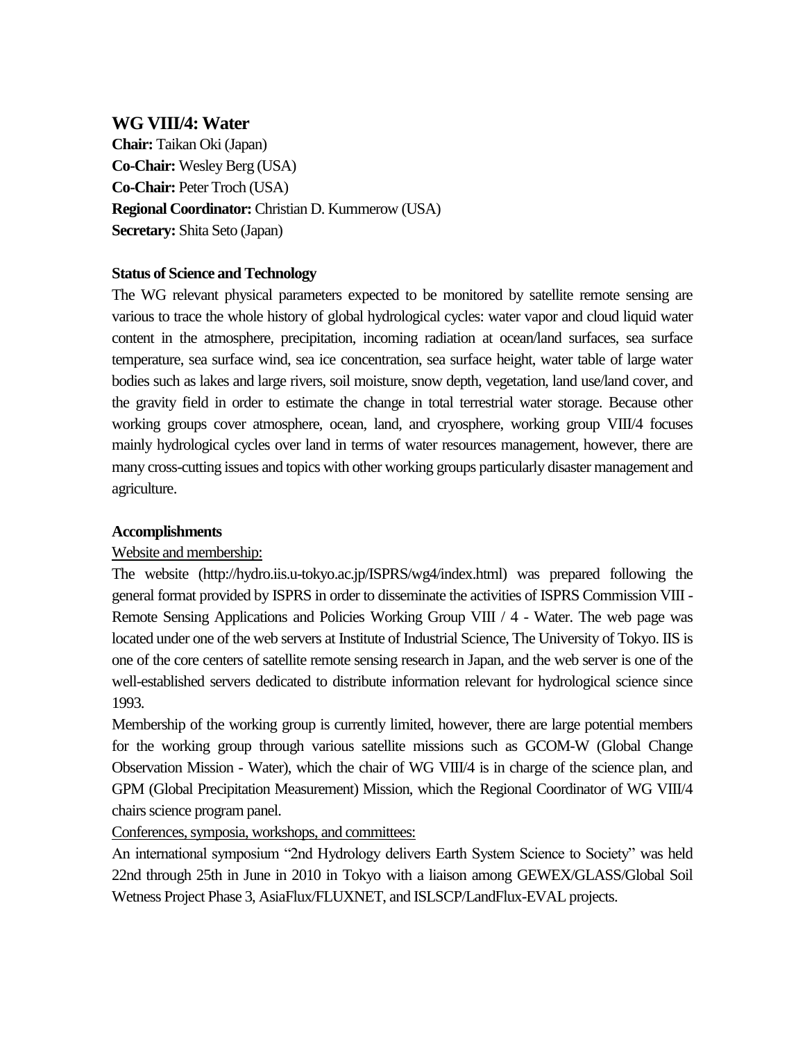## WG VIII/4: Water

**Chair:** Taikan Oki (Japan)
**Co-Chair:** Wesley Berg (USA)
**Co-Chair:** Peter Troch (USA)
**Regional Coordinator:** Christian D. Kummerow (USA)
**Secretary:** Shita Seto (Japan)

### Status of Science and Technology

The WG relevant physical parameters expected to be monitored by satellite remote sensing are various to trace the whole history of global hydrological cycles: water vapor and cloud liquid water content in the atmosphere, precipitation, incoming radiation at ocean/land surfaces, sea surface temperature, sea surface wind, sea ice concentration, sea surface height, water table of large water bodies such as lakes and large rivers, soil moisture, snow depth, vegetation, land use/land cover, and the gravity field in order to estimate the change in total terrestrial water storage. Because other working groups cover atmosphere, ocean, land, and cryosphere, working group VIII/4 focuses mainly hydrological cycles over land in terms of water resources management, however, there are many cross-cutting issues and topics with other working groups particularly disaster management and agriculture.

### Accomplishments

Website and membership:

The website (http://hydro.iis.u-tokyo.ac.jp/ISPRS/wg4/index.html) was prepared following the general format provided by ISPRS in order to disseminate the activities of ISPRS Commission VIII - Remote Sensing Applications and Policies Working Group VIII / 4 - Water. The web page was located under one of the web servers at Institute of Industrial Science, The University of Tokyo. IIS is one of the core centers of satellite remote sensing research in Japan, and the web server is one of the well-established servers dedicated to distribute information relevant for hydrological science since 1993.

Membership of the working group is currently limited, however, there are large potential members for the working group through various satellite missions such as GCOM-W (Global Change Observation Mission - Water), which the chair of WG VIII/4 is in charge of the science plan, and GPM (Global Precipitation Measurement) Mission, which the Regional Coordinator of WG VIII/4 chairs science program panel.

Conferences, symposia, workshops, and committees:

An international symposium "2nd Hydrology delivers Earth System Science to Society" was held 22nd through 25th in June in 2010 in Tokyo with a liaison among GEWEX/GLASS/Global Soil Wetness Project Phase 3, AsiaFlux/FLUXNET, and ISLSCP/LandFlux-EVAL projects.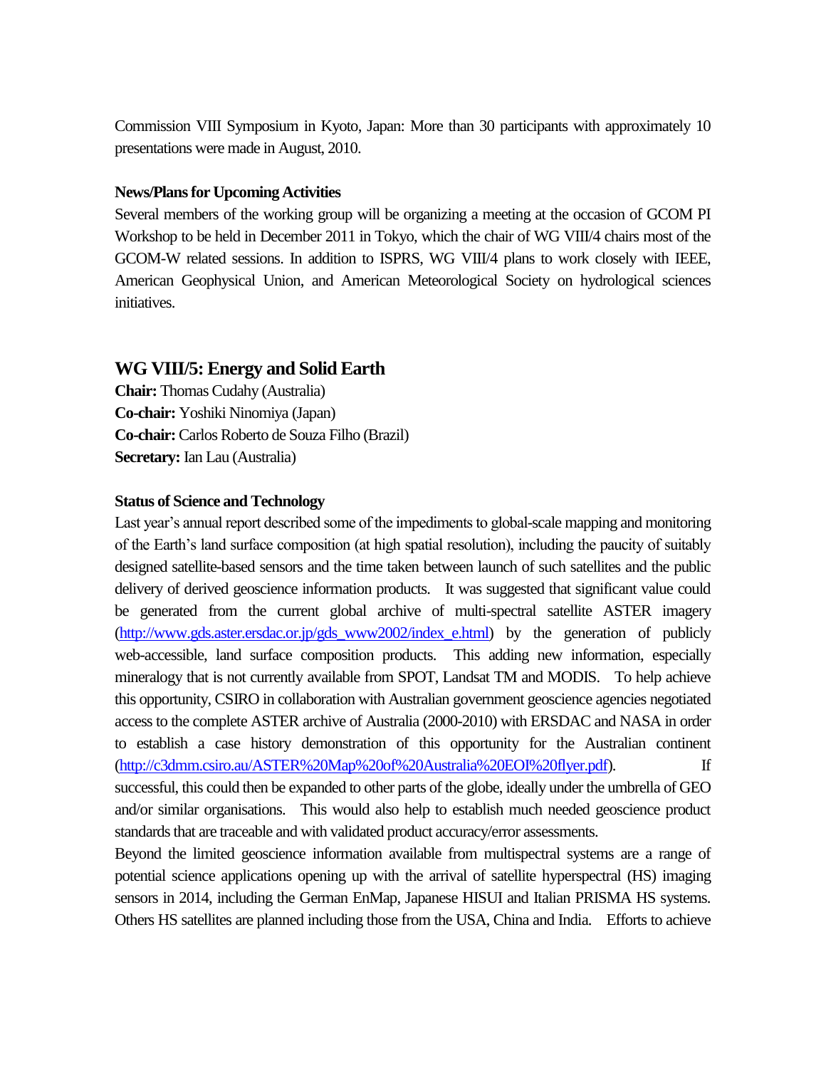Commission VIII Symposium in Kyoto, Japan: More than 30 participants with approximately 10 presentations were made in August, 2010.

**News/Plans for Upcoming Activities**

Several members of the working group will be organizing a meeting at the occasion of GCOM PI Workshop to be held in December 2011 in Tokyo, which the chair of WG VIII/4 chairs most of the GCOM-W related sessions. In addition to ISPRS, WG VIII/4 plans to work closely with IEEE, American Geophysical Union, and American Meteorological Society on hydrological sciences initiatives.

## WG VIII/5: Energy and Solid Earth

**Chair:** Thomas Cudahy (Australia)
**Co-chair:** Yoshiki Ninomiya (Japan)
**Co-chair:** Carlos Roberto de Souza Filho (Brazil)
**Secretary:** Ian Lau (Australia)

**Status of Science and Technology**

Last year's annual report described some of the impediments to global-scale mapping and monitoring of the Earth's land surface composition (at high spatial resolution), including the paucity of suitably designed satellite-based sensors and the time taken between launch of such satellites and the public delivery of derived geoscience information products. It was suggested that significant value could be generated from the current global archive of multi-spectral satellite ASTER imagery (http://www.gds.aster.ersdac.or.jp/gds_www2002/index_e.html) by the generation of publicly web-accessible, land surface composition products. This adding new information, especially mineralogy that is not currently available from SPOT, Landsat TM and MODIS. To help achieve this opportunity, CSIRO in collaboration with Australian government geoscience agencies negotiated access to the complete ASTER archive of Australia (2000-2010) with ERSDAC and NASA in order to establish a case history demonstration of this opportunity for the Australian continent (http://c3dmm.csiro.au/ASTER%20Map%20of%20Australia%20EOI%20flyer.pdf). If successful, this could then be expanded to other parts of the globe, ideally under the umbrella of GEO and/or similar organisations. This would also help to establish much needed geoscience product standards that are traceable and with validated product accuracy/error assessments.

Beyond the limited geoscience information available from multispectral systems are a range of potential science applications opening up with the arrival of satellite hyperspectral (HS) imaging sensors in 2014, including the German EnMap, Japanese HISUI and Italian PRISMA HS systems. Others HS satellites are planned including those from the USA, China and India. Efforts to achieve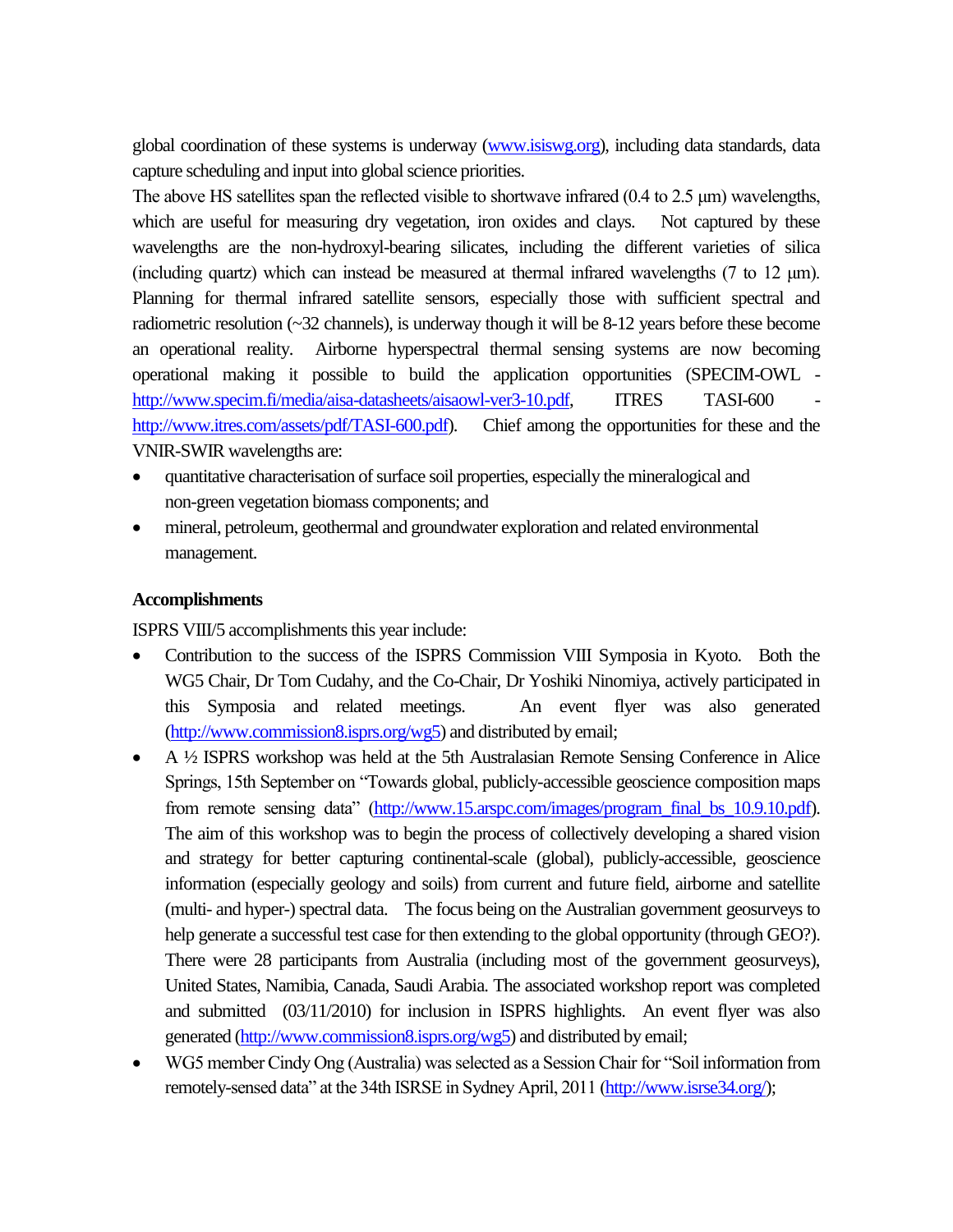global coordination of these systems is underway (www.isiswg.org), including data standards, data capture scheduling and input into global science priorities.

The above HS satellites span the reflected visible to shortwave infrared (0.4 to 2.5 µm) wavelengths, which are useful for measuring dry vegetation, iron oxides and clays. Not captured by these wavelengths are the non-hydroxyl-bearing silicates, including the different varieties of silica (including quartz) which can instead be measured at thermal infrared wavelengths (7 to 12 µm). Planning for thermal infrared satellite sensors, especially those with sufficient spectral and radiometric resolution (~32 channels), is underway though it will be 8-12 years before these become an operational reality. Airborne hyperspectral thermal sensing systems are now becoming operational making it possible to build the application opportunities (SPECIM-OWL - http://www.specim.fi/media/aisa-datasheets/aisaowl-ver3-10.pdf, ITRES TASI-600 - http://www.itres.com/assets/pdf/TASI-600.pdf). Chief among the opportunities for these and the VNIR-SWIR wavelengths are:

- quantitative characterisation of surface soil properties, especially the mineralogical and non-green vegetation biomass components; and
- mineral, petroleum, geothermal and groundwater exploration and related environmental management.

**Accomplishments**

ISPRS VIII/5 accomplishments this year include:

- Contribution to the success of the ISPRS Commission VIII Symposia in Kyoto. Both the WG5 Chair, Dr Tom Cudahy, and the Co-Chair, Dr Yoshiki Ninomiya, actively participated in this Symposia and related meetings. An event flyer was also generated (http://www.commission8.isprs.org/wg5) and distributed by email;
- A ½ ISPRS workshop was held at the 5th Australasian Remote Sensing Conference in Alice Springs, 15th September on "Towards global, publicly-accessible geoscience composition maps from remote sensing data" (http://www.15.arspc.com/images/program_final_bs_10.9.10.pdf). The aim of this workshop was to begin the process of collectively developing a shared vision and strategy for better capturing continental-scale (global), publicly-accessible, geoscience information (especially geology and soils) from current and future field, airborne and satellite (multi- and hyper-) spectral data. The focus being on the Australian government geosurveys to help generate a successful test case for then extending to the global opportunity (through GEO?). There were 28 participants from Australia (including most of the government geosurveys), United States, Namibia, Canada, Saudi Arabia. The associated workshop report was completed and submitted (03/11/2010) for inclusion in ISPRS highlights. An event flyer was also generated (http://www.commission8.isprs.org/wg5) and distributed by email;
- WG5 member Cindy Ong (Australia) was selected as a Session Chair for "Soil information from remotely-sensed data" at the 34th ISRSE in Sydney April, 2011 (http://www.isrse34.org/);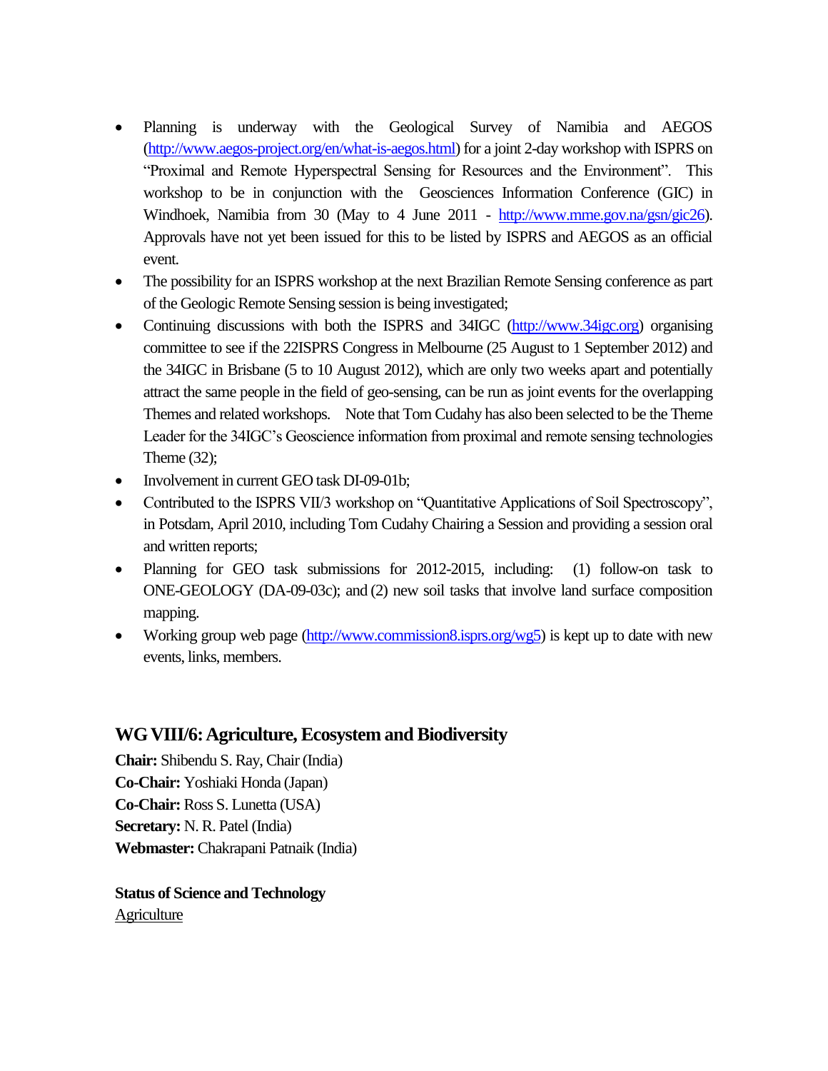- Planning is underway with the Geological Survey of Namibia and AEGOS (http://www.aegos-project.org/en/what-is-aegos.html) for a joint 2-day workshop with ISPRS on "Proximal and Remote Hyperspectral Sensing for Resources and the Environment". This workshop to be in conjunction with the Geosciences Information Conference (GIC) in Windhoek, Namibia from 30 (May to 4 June 2011 - http://www.mme.gov.na/gsn/gic26). Approvals have not yet been issued for this to be listed by ISPRS and AEGOS as an official event.
- The possibility for an ISPRS workshop at the next Brazilian Remote Sensing conference as part of the Geologic Remote Sensing session is being investigated;
- Continuing discussions with both the ISPRS and 34IGC (http://www.34igc.org) organising committee to see if the 22ISPRS Congress in Melbourne (25 August to 1 September 2012) and the 34IGC in Brisbane (5 to 10 August 2012), which are only two weeks apart and potentially attract the same people in the field of geo-sensing, can be run as joint events for the overlapping Themes and related workshops. Note that Tom Cudahy has also been selected to be the Theme Leader for the 34IGC's Geoscience information from proximal and remote sensing technologies Theme (32);
- Involvement in current GEO task DI-09-01b;
- Contributed to the ISPRS VII/3 workshop on "Quantitative Applications of Soil Spectroscopy", in Potsdam, April 2010, including Tom Cudahy Chairing a Session and providing a session oral and written reports;
- Planning for GEO task submissions for 2012-2015, including: (1) follow-on task to ONE-GEOLOGY (DA-09-03c); and (2) new soil tasks that involve land surface composition mapping.
- Working group web page (http://www.commission8.isprs.org/wg5) is kept up to date with new events, links, members.

## WG VIII/6: Agriculture, Ecosystem and Biodiversity

**Chair:** Shibendu S. Ray, Chair (India)
**Co-Chair:** Yoshiaki Honda (Japan)
**Co-Chair:** Ross S. Lunetta (USA)
**Secretary:** N. R. Patel (India)
**Webmaster:** Chakrapani Patnaik (India)

**Status of Science and Technology**

Agriculture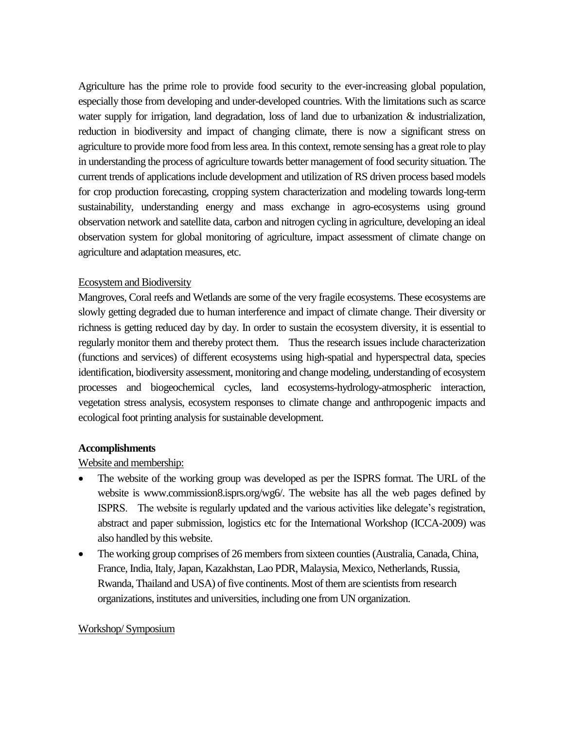Agriculture has the prime role to provide food security to the ever-increasing global population, especially those from developing and under-developed countries. With the limitations such as scarce water supply for irrigation, land degradation, loss of land due to urbanization & industrialization, reduction in biodiversity and impact of changing climate, there is now a significant stress on agriculture to provide more food from less area. In this context, remote sensing has a great role to play in understanding the process of agriculture towards better management of food security situation. The current trends of applications include development and utilization of RS driven process based models for crop production forecasting, cropping system characterization and modeling towards long-term sustainability, understanding energy and mass exchange in agro-ecosystems using ground observation network and satellite data, carbon and nitrogen cycling in agriculture, developing an ideal observation system for global monitoring of agriculture, impact assessment of climate change on agriculture and adaptation measures, etc.

<u>Ecosystem and Biodiversity</u>

Mangroves, Coral reefs and Wetlands are some of the very fragile ecosystems. These ecosystems are slowly getting degraded due to human interference and impact of climate change. Their diversity or richness is getting reduced day by day. In order to sustain the ecosystem diversity, it is essential to regularly monitor them and thereby protect them. Thus the research issues include characterization (functions and services) of different ecosystems using high-spatial and hyperspectral data, species identification, biodiversity assessment, monitoring and change modeling, understanding of ecosystem processes and biogeochemical cycles, land ecosystems-hydrology-atmospheric interaction, vegetation stress analysis, ecosystem responses to climate change and anthropogenic impacts and ecological foot printing analysis for sustainable development.

**Accomplishments**

<u>Website and membership:</u>

- The website of the working group was developed as per the ISPRS format. The URL of the website is www.commission8.isprs.org/wg6/. The website has all the web pages defined by ISPRS. The website is regularly updated and the various activities like delegate's registration, abstract and paper submission, logistics etc for the International Workshop (ICCA-2009) was also handled by this website.
- The working group comprises of 26 members from sixteen counties (Australia, Canada, China, France, India, Italy, Japan, Kazakhstan, Lao PDR, Malaysia, Mexico, Netherlands, Russia, Rwanda, Thailand and USA) of five continents. Most of them are scientists from research organizations, institutes and universities, including one from UN organization.

<u>Workshop/ Symposium</u>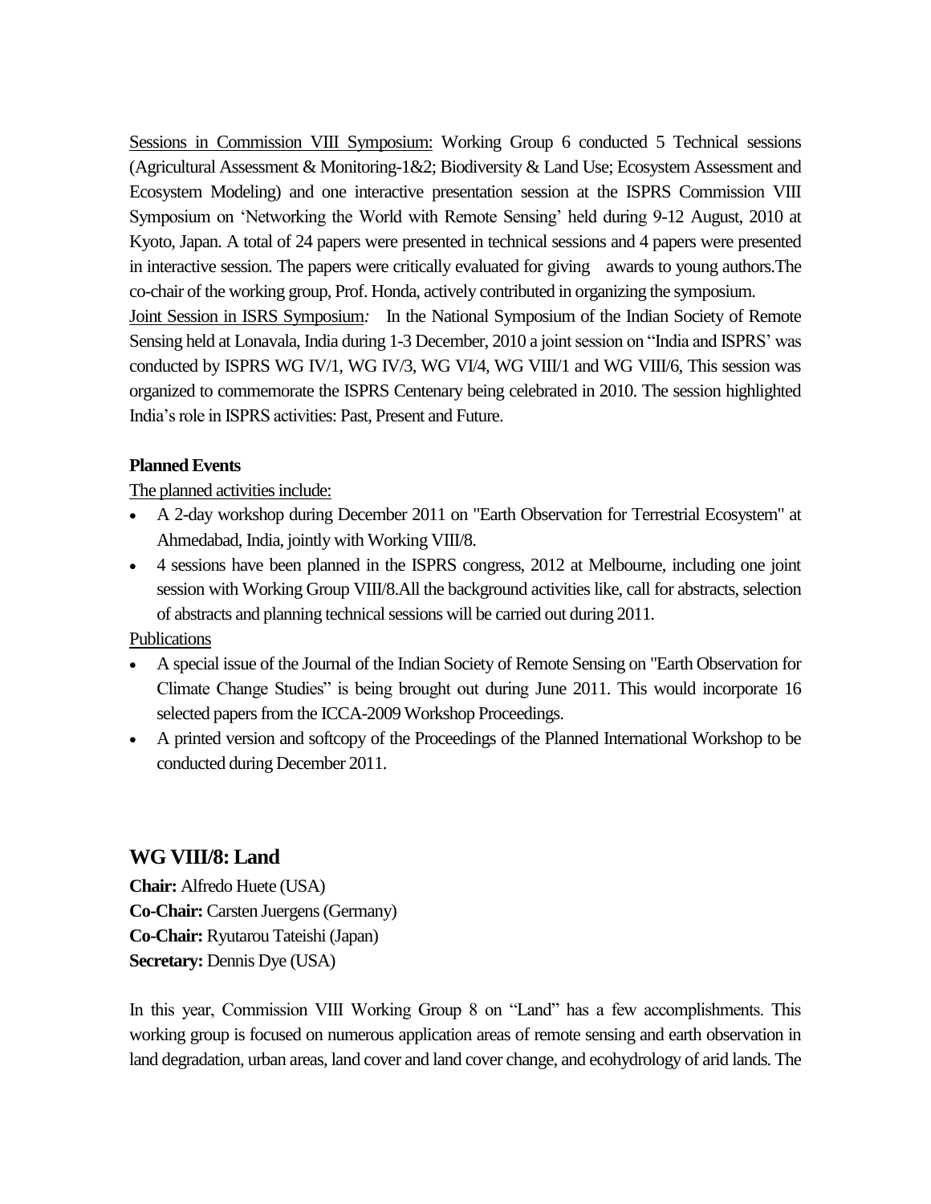Sessions in Commission VIII Symposium: Working Group 6 conducted 5 Technical sessions (Agricultural Assessment & Monitoring-1&2; Biodiversity & Land Use; Ecosystem Assessment and Ecosystem Modeling) and one interactive presentation session at the ISPRS Commission VIII Symposium on 'Networking the World with Remote Sensing' held during 9-12 August, 2010 at Kyoto, Japan. A total of 24 papers were presented in technical sessions and 4 papers were presented in interactive session. The papers were critically evaluated for giving awards to young authors.The co-chair of the working group, Prof. Honda, actively contributed in organizing the symposium.

Joint Session in ISRS Symposium*:* In the National Symposium of the Indian Society of Remote Sensing held at Lonavala, India during 1-3 December, 2010 a joint session on "India and ISPRS' was conducted by ISPRS WG IV/1, WG IV/3, WG VI/4, WG VIII/1 and WG VIII/6, This session was organized to commemorate the ISPRS Centenary being celebrated in 2010. The session highlighted India's role in ISPRS activities: Past, Present and Future.

**Planned Events**

The planned activities include:

- A 2-day workshop during December 2011 on "Earth Observation for Terrestrial Ecosystem" at Ahmedabad, India, jointly with Working VIII/8.
- 4 sessions have been planned in the ISPRS congress, 2012 at Melbourne, including one joint session with Working Group VIII/8.All the background activities like, call for abstracts, selection of abstracts and planning technical sessions will be carried out during 2011.

Publications

- A special issue of the Journal of the Indian Society of Remote Sensing on "Earth Observation for Climate Change Studies" is being brought out during June 2011. This would incorporate 16 selected papers from the ICCA-2009 Workshop Proceedings.
- A printed version and softcopy of the Proceedings of the Planned International Workshop to be conducted during December 2011.

## WG VIII/8: Land

**Chair:** Alfredo Huete (USA)
**Co-Chair:** Carsten Juergens (Germany)
**Co-Chair:** Ryutarou Tateishi (Japan)
**Secretary:** Dennis Dye (USA)

In this year, Commission VIII Working Group 8 on "Land" has a few accomplishments. This working group is focused on numerous application areas of remote sensing and earth observation in land degradation, urban areas, land cover and land cover change, and ecohydrology of arid lands. The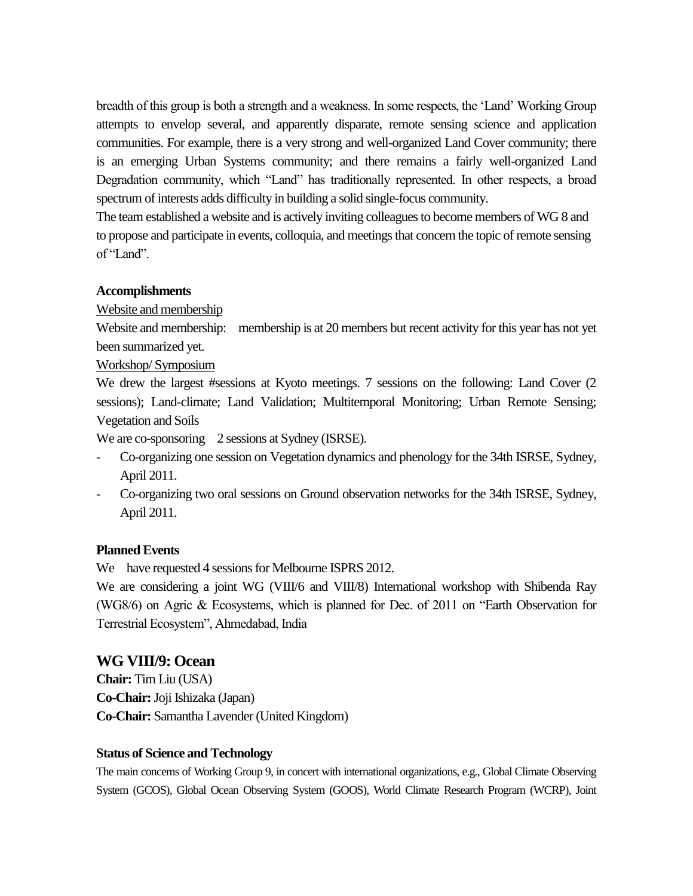breadth of this group is both a strength and a weakness. In some respects, the 'Land' Working Group attempts to envelop several, and apparently disparate, remote sensing science and application communities. For example, there is a very strong and well-organized Land Cover community; there is an emerging Urban Systems community; and there remains a fairly well-organized Land Degradation community, which "Land" has traditionally represented. In other respects, a broad spectrum of interests adds difficulty in building a solid single-focus community.

The team established a website and is actively inviting colleagues to become members of WG 8 and to propose and participate in events, colloquia, and meetings that concern the topic of remote sensing of "Land".

**Accomplishments**

Website and membership

Website and membership: membership is at 20 members but recent activity for this year has not yet been summarized yet.

Workshop/ Symposium

We drew the largest #sessions at Kyoto meetings. 7 sessions on the following: Land Cover (2 sessions); Land-climate; Land Validation; Multitemporal Monitoring; Urban Remote Sensing; Vegetation and Soils

We are co-sponsoring 2 sessions at Sydney (ISRSE).

- Co-organizing one session on Vegetation dynamics and phenology for the 34th ISRSE, Sydney, April 2011.
- Co-organizing two oral sessions on Ground observation networks for the 34th ISRSE, Sydney, April 2011.

**Planned Events**

We have requested 4 sessions for Melbourne ISPRS 2012.

We are considering a joint WG (VIII/6 and VIII/8) International workshop with Shibenda Ray (WG8/6) on Agric & Ecosystems, which is planned for Dec. of 2011 on "Earth Observation for Terrestrial Ecosystem", Ahmedabad, India

## WG VIII/9: Ocean

**Chair:** Tim Liu (USA)
**Co-Chair:** Joji Ishizaka (Japan)
**Co-Chair:** Samantha Lavender (United Kingdom)

**Status of Science and Technology**

The main concerns of Working Group 9, in concert with international organizations, e.g., Global Climate Observing System (GCOS), Global Ocean Observing System (GOOS), World Climate Research Program (WCRP), Joint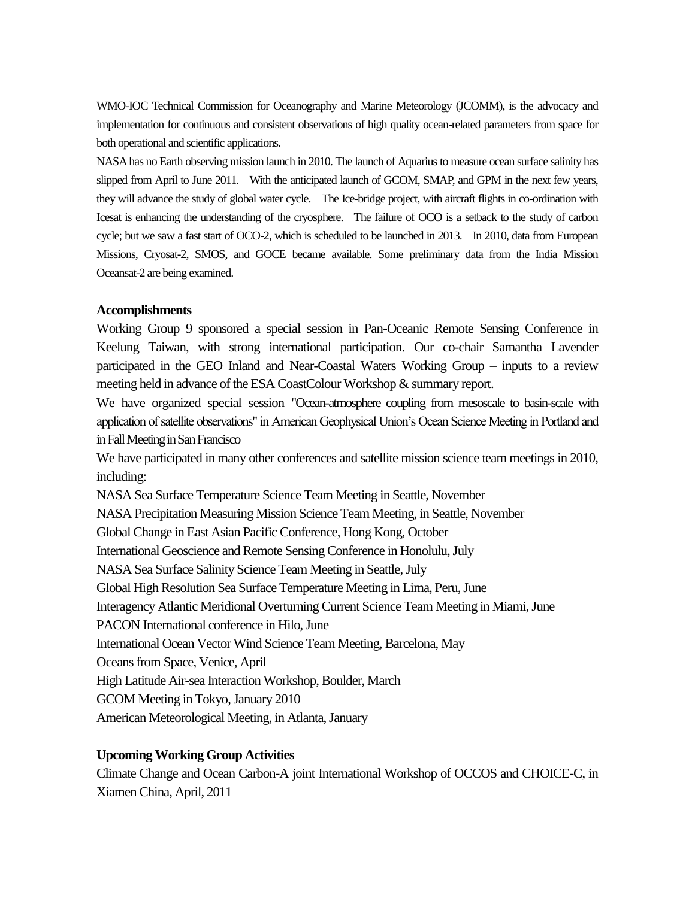WMO-IOC Technical Commission for Oceanography and Marine Meteorology (JCOMM), is the advocacy and implementation for continuous and consistent observations of high quality ocean-related parameters from space for both operational and scientific applications.

NASA has no Earth observing mission launch in 2010. The launch of Aquarius to measure ocean surface salinity has slipped from April to June 2011. With the anticipated launch of GCOM, SMAP, and GPM in the next few years, they will advance the study of global water cycle. The Ice-bridge project, with aircraft flights in co-ordination with Icesat is enhancing the understanding of the cryosphere. The failure of OCO is a setback to the study of carbon cycle; but we saw a fast start of OCO-2, which is scheduled to be launched in 2013. In 2010, data from European Missions, Cryosat-2, SMOS, and GOCE became available. Some preliminary data from the India Mission Oceansat-2 are being examined.

**Accomplishments**

Working Group 9 sponsored a special session in Pan-Oceanic Remote Sensing Conference in Keelung Taiwan, with strong international participation. Our co-chair Samantha Lavender participated in the GEO Inland and Near-Coastal Waters Working Group – inputs to a review meeting held in advance of the ESA CoastColour Workshop & summary report.

We have organized special session "Ocean-atmosphere coupling from mesoscale to basin-scale with application of satellite observations" in American Geophysical Union's Ocean Science Meeting in Portland and in Fall Meeting in San Francisco

We have participated in many other conferences and satellite mission science team meetings in 2010, including:

NASA Sea Surface Temperature Science Team Meeting in Seattle, November

NASA Precipitation Measuring Mission Science Team Meeting, in Seattle, November

Global Change in East Asian Pacific Conference, Hong Kong, October

International Geoscience and Remote Sensing Conference in Honolulu, July

NASA Sea Surface Salinity Science Team Meeting in Seattle, July

Global High Resolution Sea Surface Temperature Meeting in Lima, Peru, June

Interagency Atlantic Meridional Overturning Current Science Team Meeting in Miami, June

PACON International conference in Hilo, June

International Ocean Vector Wind Science Team Meeting, Barcelona, May

Oceans from Space, Venice, April

High Latitude Air-sea Interaction Workshop, Boulder, March

GCOM Meeting in Tokyo, January 2010

American Meteorological Meeting, in Atlanta, January

**Upcoming Working Group Activities**

Climate Change and Ocean Carbon-A joint International Workshop of OCCOS and CHOICE-C, in Xiamen China, April, 2011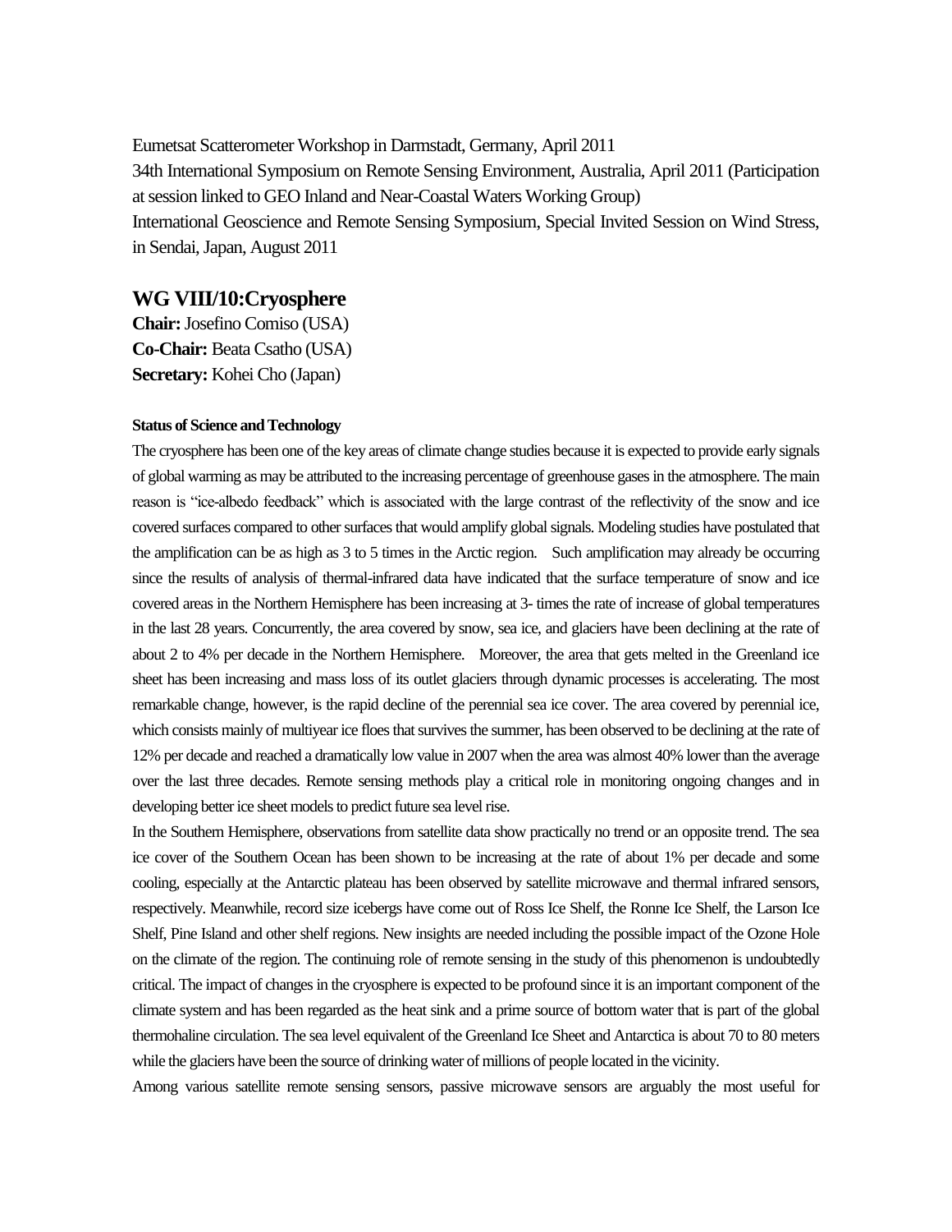Eumetsat Scatterometer Workshop in Darmstadt, Germany, April 2011

34th International Symposium on Remote Sensing Environment, Australia, April 2011 (Participation at session linked to GEO Inland and Near-Coastal Waters Working Group)

International Geoscience and Remote Sensing Symposium, Special Invited Session on Wind Stress, in Sendai, Japan, August 2011

## WG VIII/10:Cryosphere

**Chair:** Josefino Comiso (USA)
**Co-Chair:** Beata Csatho (USA)
**Secretary:** Kohei Cho (Japan)

#### Status of Science and Technology

The cryosphere has been one of the key areas of climate change studies because it is expected to provide early signals of global warming as may be attributed to the increasing percentage of greenhouse gases in the atmosphere. The main reason is "ice-albedo feedback" which is associated with the large contrast of the reflectivity of the snow and ice covered surfaces compared to other surfaces that would amplify global signals. Modeling studies have postulated that the amplification can be as high as 3 to 5 times in the Arctic region. Such amplification may already be occurring since the results of analysis of thermal-infrared data have indicated that the surface temperature of snow and ice covered areas in the Northern Hemisphere has been increasing at 3- times the rate of increase of global temperatures in the last 28 years. Concurrently, the area covered by snow, sea ice, and glaciers have been declining at the rate of about 2 to 4% per decade in the Northern Hemisphere. Moreover, the area that gets melted in the Greenland ice sheet has been increasing and mass loss of its outlet glaciers through dynamic processes is accelerating. The most remarkable change, however, is the rapid decline of the perennial sea ice cover. The area covered by perennial ice, which consists mainly of multiyear ice floes that survives the summer, has been observed to be declining at the rate of 12% per decade and reached a dramatically low value in 2007 when the area was almost 40% lower than the average over the last three decades. Remote sensing methods play a critical role in monitoring ongoing changes and in developing better ice sheet models to predict future sea level rise.

In the Southern Hemisphere, observations from satellite data show practically no trend or an opposite trend. The sea ice cover of the Southern Ocean has been shown to be increasing at the rate of about 1% per decade and some cooling, especially at the Antarctic plateau has been observed by satellite microwave and thermal infrared sensors, respectively. Meanwhile, record size icebergs have come out of Ross Ice Shelf, the Ronne Ice Shelf, the Larson Ice Shelf, Pine Island and other shelf regions. New insights are needed including the possible impact of the Ozone Hole on the climate of the region. The continuing role of remote sensing in the study of this phenomenon is undoubtedly critical. The impact of changes in the cryosphere is expected to be profound since it is an important component of the climate system and has been regarded as the heat sink and a prime source of bottom water that is part of the global thermohaline circulation. The sea level equivalent of the Greenland Ice Sheet and Antarctica is about 70 to 80 meters while the glaciers have been the source of drinking water of millions of people located in the vicinity.

Among various satellite remote sensing sensors, passive microwave sensors are arguably the most useful for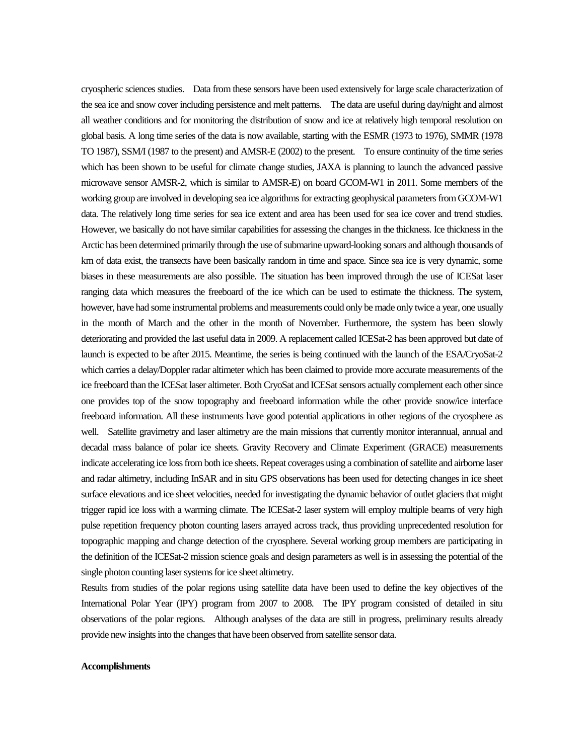cryospheric sciences studies. Data from these sensors have been used extensively for large scale characterization of the sea ice and snow cover including persistence and melt patterns. The data are useful during day/night and almost all weather conditions and for monitoring the distribution of snow and ice at relatively high temporal resolution on global basis. A long time series of the data is now available, starting with the ESMR (1973 to 1976), SMMR (1978 TO 1987), SSM/I (1987 to the present) and AMSR-E (2002) to the present. To ensure continuity of the time series which has been shown to be useful for climate change studies, JAXA is planning to launch the advanced passive microwave sensor AMSR-2, which is similar to AMSR-E) on board GCOM-W1 in 2011. Some members of the working group are involved in developing sea ice algorithms for extracting geophysical parameters from GCOM-W1 data. The relatively long time series for sea ice extent and area has been used for sea ice cover and trend studies. However, we basically do not have similar capabilities for assessing the changes in the thickness. Ice thickness in the Arctic has been determined primarily through the use of submarine upward-looking sonars and although thousands of km of data exist, the transects have been basically random in time and space. Since sea ice is very dynamic, some biases in these measurements are also possible. The situation has been improved through the use of ICESat laser ranging data which measures the freeboard of the ice which can be used to estimate the thickness. The system, however, have had some instrumental problems and measurements could only be made only twice a year, one usually in the month of March and the other in the month of November. Furthermore, the system has been slowly deteriorating and provided the last useful data in 2009. A replacement called ICESat-2 has been approved but date of launch is expected to be after 2015. Meantime, the series is being continued with the launch of the ESA/CryoSat-2 which carries a delay/Doppler radar altimeter which has been claimed to provide more accurate measurements of the ice freeboard than the ICESat laser altimeter. Both CryoSat and ICESat sensors actually complement each other since one provides top of the snow topography and freeboard information while the other provide snow/ice interface freeboard information. All these instruments have good potential applications in other regions of the cryosphere as well. Satellite gravimetry and laser altimetry are the main missions that currently monitor interannual, annual and decadal mass balance of polar ice sheets. Gravity Recovery and Climate Experiment (GRACE) measurements indicate accelerating ice loss from both ice sheets. Repeat coverages using a combination of satellite and airborne laser and radar altimetry, including InSAR and in situ GPS observations has been used for detecting changes in ice sheet surface elevations and ice sheet velocities, needed for investigating the dynamic behavior of outlet glaciers that might trigger rapid ice loss with a warming climate. The ICESat-2 laser system will employ multiple beams of very high pulse repetition frequency photon counting lasers arrayed across track, thus providing unprecedented resolution for topographic mapping and change detection of the cryosphere. Several working group members are participating in the definition of the ICESat-2 mission science goals and design parameters as well is in assessing the potential of the single photon counting laser systems for ice sheet altimetry.

Results from studies of the polar regions using satellite data have been used to define the key objectives of the International Polar Year (IPY) program from 2007 to 2008. The IPY program consisted of detailed in situ observations of the polar regions. Although analyses of the data are still in progress, preliminary results already provide new insights into the changes that have been observed from satellite sensor data.

**Accomplishments**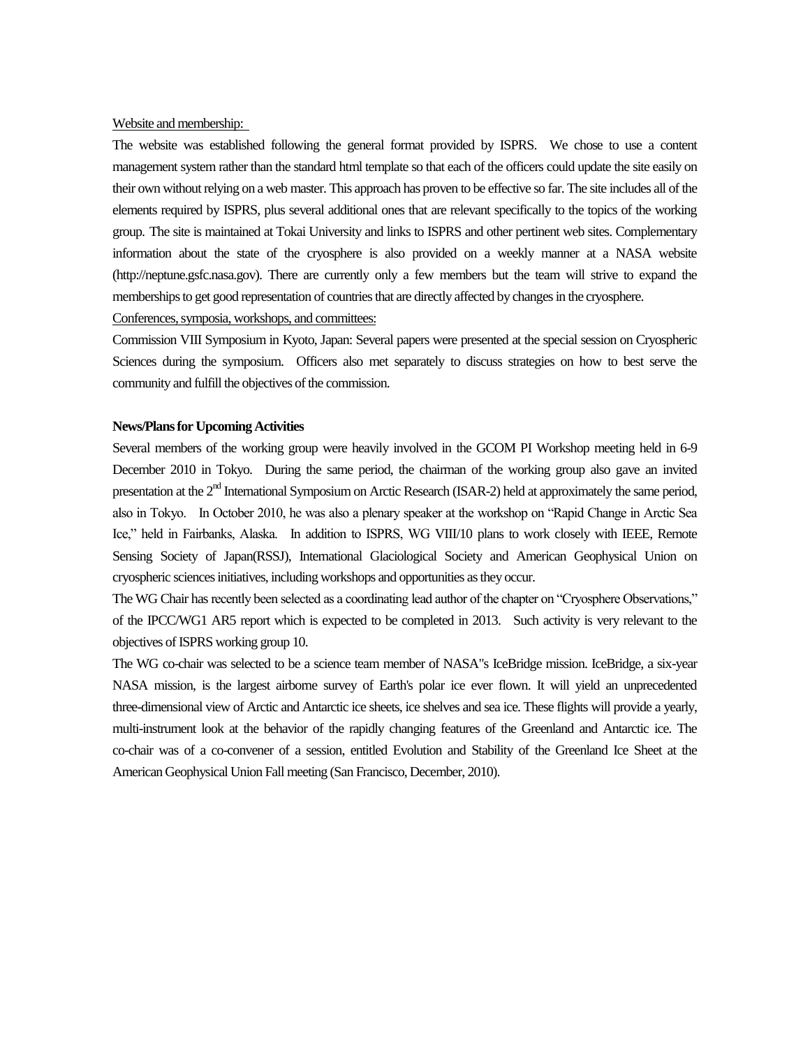Website and membership:

The website was established following the general format provided by ISPRS. We chose to use a content management system rather than the standard html template so that each of the officers could update the site easily on their own without relying on a web master. This approach has proven to be effective so far. The site includes all of the elements required by ISPRS, plus several additional ones that are relevant specifically to the topics of the working group. The site is maintained at Tokai University and links to ISPRS and other pertinent web sites. Complementary information about the state of the cryosphere is also provided on a weekly manner at a NASA website (http://neptune.gsfc.nasa.gov). There are currently only a few members but the team will strive to expand the memberships to get good representation of countries that are directly affected by changes in the cryosphere.

Conferences, symposia, workshops, and committees:

Commission VIII Symposium in Kyoto, Japan: Several papers were presented at the special session on Cryospheric Sciences during the symposium. Officers also met separately to discuss strategies on how to best serve the community and fulfill the objectives of the commission.

**News/Plans for Upcoming Activities**

Several members of the working group were heavily involved in the GCOM PI Workshop meeting held in 6-9 December 2010 in Tokyo. During the same period, the chairman of the working group also gave an invited presentation at the 2nd International Symposium on Arctic Research (ISAR-2) held at approximately the same period, also in Tokyo. In October 2010, he was also a plenary speaker at the workshop on "Rapid Change in Arctic Sea Ice," held in Fairbanks, Alaska. In addition to ISPRS, WG VIII/10 plans to work closely with IEEE, Remote Sensing Society of Japan(RSSJ), International Glaciological Society and American Geophysical Union on cryospheric sciences initiatives, including workshops and opportunities as they occur.

The WG Chair has recently been selected as a coordinating lead author of the chapter on "Cryosphere Observations," of the IPCC/WG1 AR5 report which is expected to be completed in 2013. Such activity is very relevant to the objectives of ISPRS working group 10.

The WG co-chair was selected to be a science team member of NASA"s IceBridge mission. IceBridge, a six-year NASA mission, is the largest airborne survey of Earth's polar ice ever flown. It will yield an unprecedented three-dimensional view of Arctic and Antarctic ice sheets, ice shelves and sea ice. These flights will provide a yearly, multi-instrument look at the behavior of the rapidly changing features of the Greenland and Antarctic ice. The co-chair was of a co-convener of a session, entitled Evolution and Stability of the Greenland Ice Sheet at the American Geophysical Union Fall meeting (San Francisco, December, 2010).